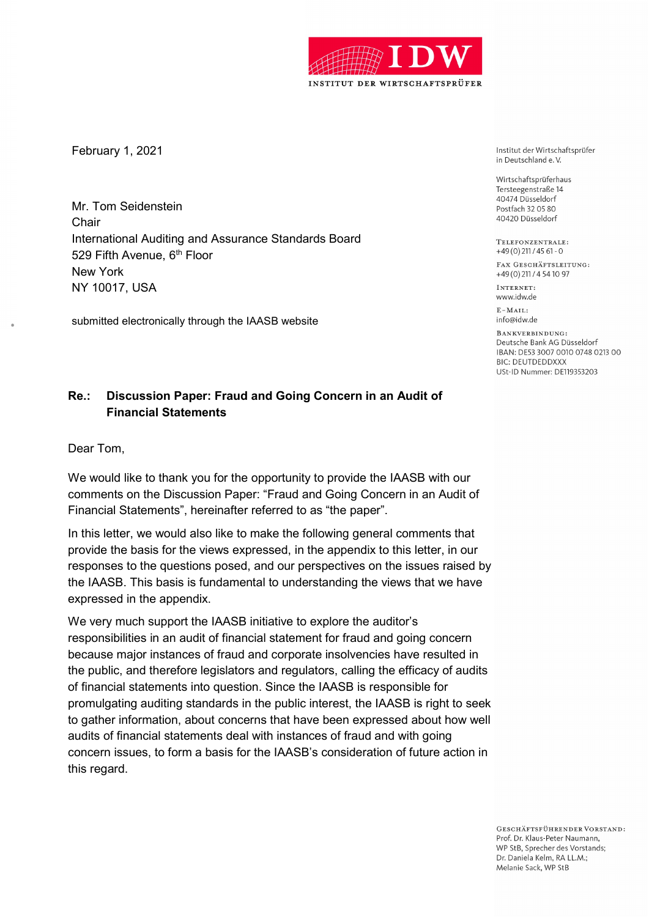INSTITUT DER WIRTSCHAFTSPRÜFER

February 1, 2021

Mr. Tom Seidenstein
Chair
International Auditing and Assurance Standards Board
529 Fifth Avenue, 6th Floor
New York
NY 10017, USA

submitted electronically through the IAASB website

Institut der Wirtschaftsprüfer
in Deutschland e. V.

Wirtschaftsprüferhaus
Tersteegenstraße 14
40474 Düsseldorf
Postfach 32 05 80
40420 Düsseldorf

TELEFONZENTRALE:
+49 (0) 211 / 45 61 - 0

FAX GESCHÄFTSLEITUNG:
+49 (0) 211 / 4 54 10 97

INTERNET:
www.idw.de

E-MAIL:
info@idw.de

BANKVERBINDUNG:
Deutsche Bank AG Düsseldorf
IBAN: DE53 3007 0010 0748 0213 00
BIC: DEUTDEDDXXX
USt-ID Nummer: DE119353203

**Re.: Discussion Paper: Fraud and Going Concern in an Audit of Financial Statements**

Dear Tom,

We would like to thank you for the opportunity to provide the IAASB with our comments on the Discussion Paper: "Fraud and Going Concern in an Audit of Financial Statements", hereinafter referred to as "the paper".

In this letter, we would also like to make the following general comments that provide the basis for the views expressed, in the appendix to this letter, in our responses to the questions posed, and our perspectives on the issues raised by the IAASB. This basis is fundamental to understanding the views that we have expressed in the appendix.

We very much support the IAASB initiative to explore the auditor's responsibilities in an audit of financial statement for fraud and going concern because major instances of fraud and corporate insolvencies have resulted in the public, and therefore legislators and regulators, calling the efficacy of audits of financial statements into question. Since the IAASB is responsible for promulgating auditing standards in the public interest, the IAASB is right to seek to gather information, about concerns that have been expressed about how well audits of financial statements deal with instances of fraud and with going concern issues, to form a basis for the IAASB's consideration of future action in this regard.

GESCHÄFTSFÜHRENDER VORSTAND:
Prof. Dr. Klaus-Peter Naumann,
WP StB, Sprecher des Vorstands;
Dr. Daniela Kelm, RA LL.M.;
Melanie Sack, WP StB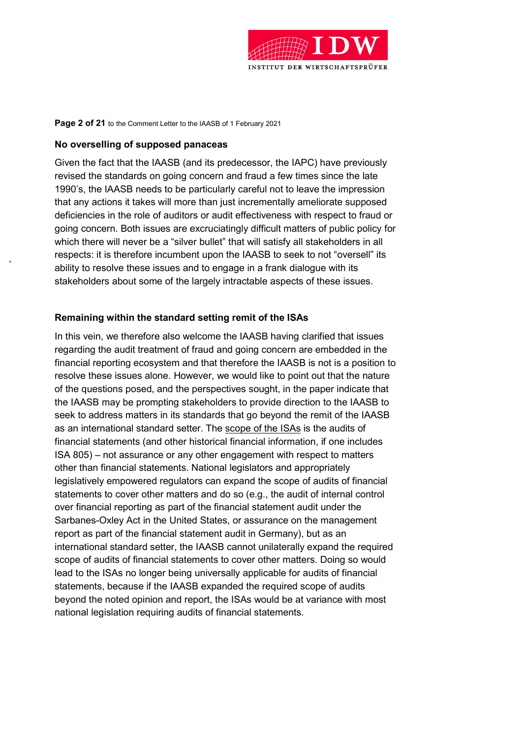### No overselling of supposed panaceas

Given the fact that the IAASB (and its predecessor, the IAPC) have previously revised the standards on going concern and fraud a few times since the late 1990's, the IAASB needs to be particularly careful not to leave the impression that any actions it takes will more than just incrementally ameliorate supposed deficiencies in the role of auditors or audit effectiveness with respect to fraud or going concern. Both issues are excruciatingly difficult matters of public policy for which there will never be a "silver bullet" that will satisfy all stakeholders in all respects: it is therefore incumbent upon the IAASB to seek to not "oversell" its ability to resolve these issues and to engage in a frank dialogue with its stakeholders about some of the largely intractable aspects of these issues.

### Remaining within the standard setting remit of the ISAs

In this vein, we therefore also welcome the IAASB having clarified that issues regarding the audit treatment of fraud and going concern are embedded in the financial reporting ecosystem and that therefore the IAASB is not is a position to resolve these issues alone. However, we would like to point out that the nature of the questions posed, and the perspectives sought, in the paper indicate that the IAASB may be prompting stakeholders to provide direction to the IAASB to seek to address matters in its standards that go beyond the remit of the IAASB as an international standard setter. The scope of the ISAs is the audits of financial statements (and other historical financial information, if one includes ISA 805) – not assurance or any other engagement with respect to matters other than financial statements. National legislators and appropriately legislatively empowered regulators can expand the scope of audits of financial statements to cover other matters and do so (e.g., the audit of internal control over financial reporting as part of the financial statement audit under the Sarbanes-Oxley Act in the United States, or assurance on the management report as part of the financial statement audit in Germany), but as an international standard setter, the IAASB cannot unilaterally expand the required scope of audits of financial statements to cover other matters. Doing so would lead to the ISAs no longer being universally applicable for audits of financial statements, because if the IAASB expanded the required scope of audits beyond the noted opinion and report, the ISAs would be at variance with most national legislation requiring audits of financial statements.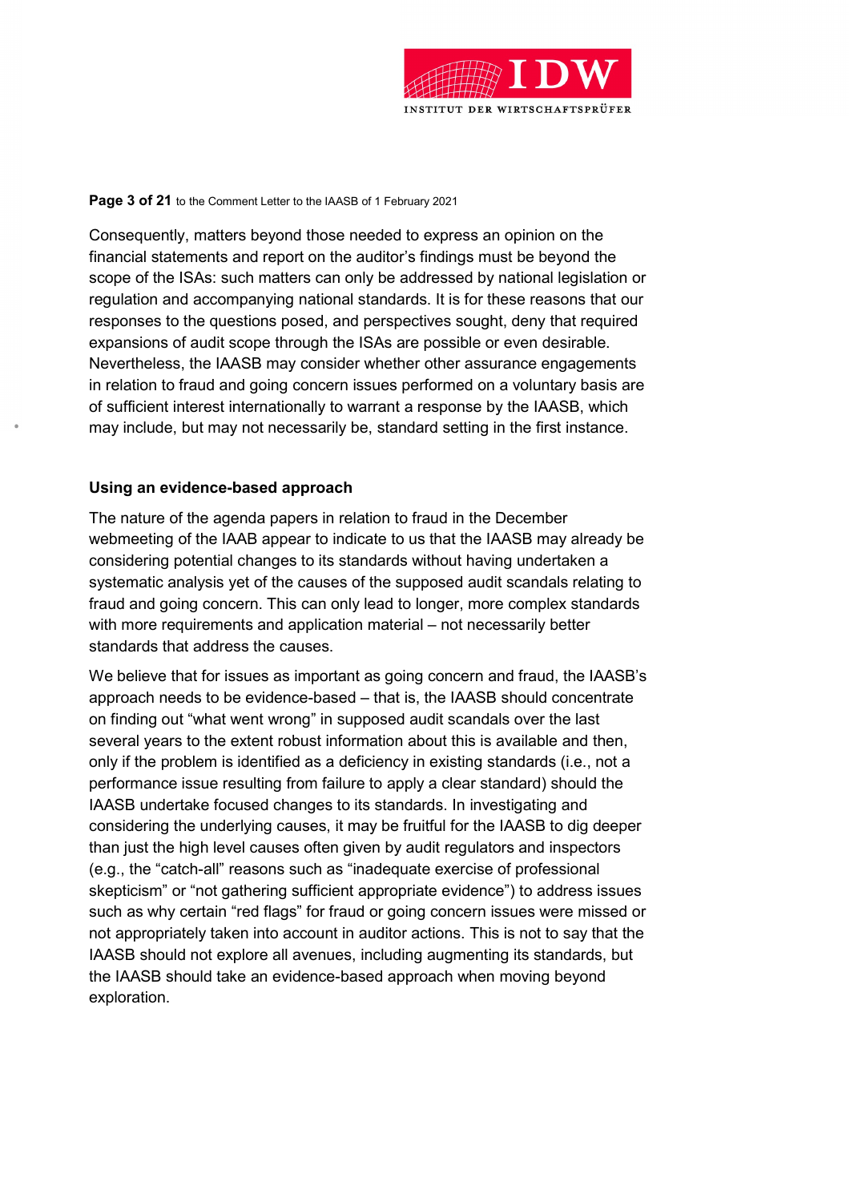Consequently, matters beyond those needed to express an opinion on the financial statements and report on the auditor's findings must be beyond the scope of the ISAs: such matters can only be addressed by national legislation or regulation and accompanying national standards. It is for these reasons that our responses to the questions posed, and perspectives sought, deny that required expansions of audit scope through the ISAs are possible or even desirable. Nevertheless, the IAASB may consider whether other assurance engagements in relation to fraud and going concern issues performed on a voluntary basis are of sufficient interest internationally to warrant a response by the IAASB, which may include, but may not necessarily be, standard setting in the first instance.

**Using an evidence-based approach**

The nature of the agenda papers in relation to fraud in the December webmeeting of the IAAB appear to indicate to us that the IAASB may already be considering potential changes to its standards without having undertaken a systematic analysis yet of the causes of the supposed audit scandals relating to fraud and going concern. This can only lead to longer, more complex standards with more requirements and application material – not necessarily better standards that address the causes.

We believe that for issues as important as going concern and fraud, the IAASB's approach needs to be evidence-based – that is, the IAASB should concentrate on finding out "what went wrong" in supposed audit scandals over the last several years to the extent robust information about this is available and then, only if the problem is identified as a deficiency in existing standards (i.e., not a performance issue resulting from failure to apply a clear standard) should the IAASB undertake focused changes to its standards. In investigating and considering the underlying causes, it may be fruitful for the IAASB to dig deeper than just the high level causes often given by audit regulators and inspectors (e.g., the "catch-all" reasons such as "inadequate exercise of professional skepticism" or "not gathering sufficient appropriate evidence") to address issues such as why certain "red flags" for fraud or going concern issues were missed or not appropriately taken into account in auditor actions. This is not to say that the IAASB should not explore all avenues, including augmenting its standards, but the IAASB should take an evidence-based approach when moving beyond exploration.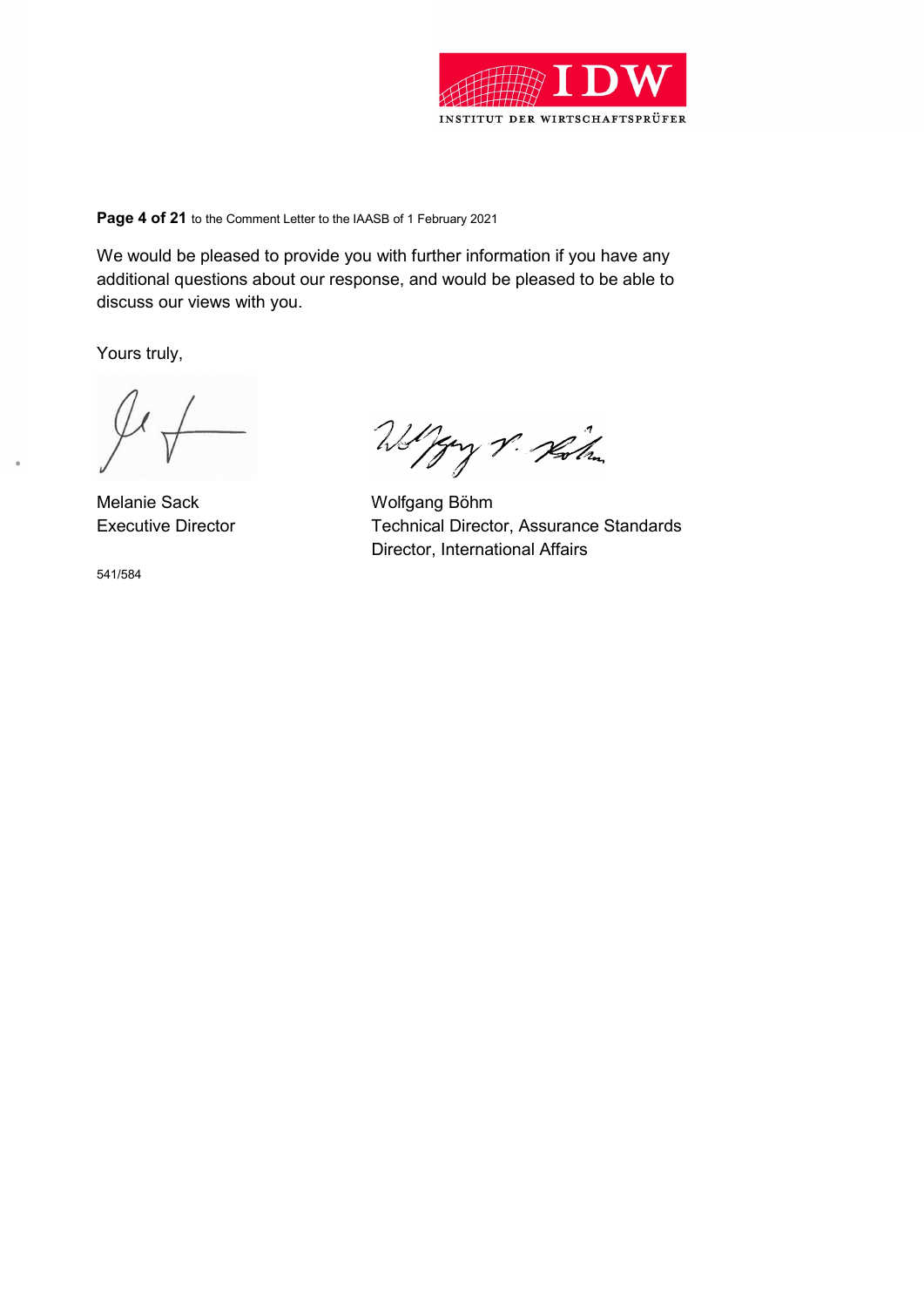We would be pleased to provide you with further information if you have any additional questions about our response, and would be pleased to be able to discuss our views with you.

Yours truly,

Melanie Sack
Executive Director

Wolfgang Böhm
Technical Director, Assurance Standards
Director, International Affairs

541/584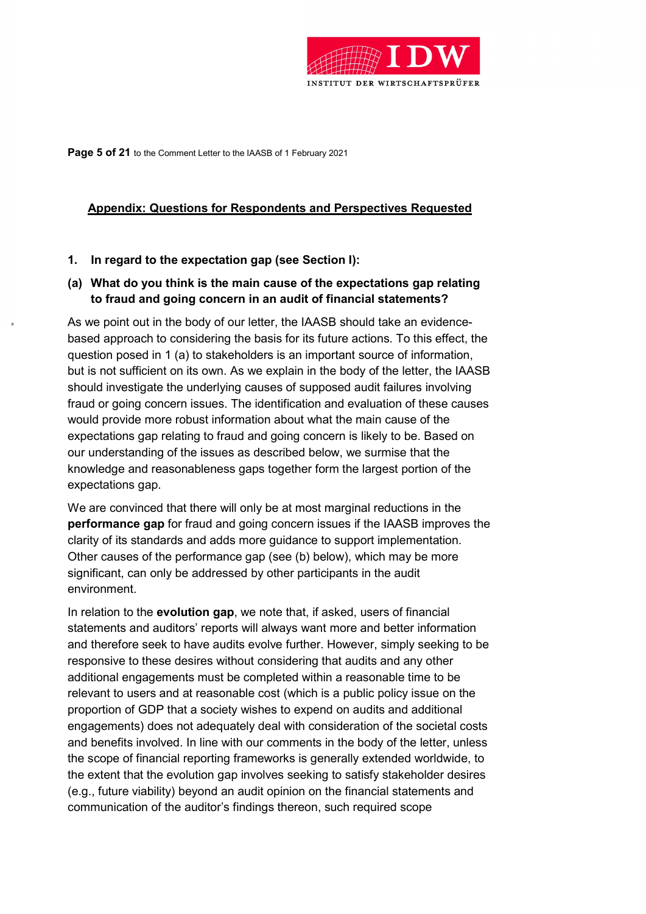## Appendix: Questions for Respondents and Perspectives Requested

**1. In regard to the expectation gap (see Section I):**

**(a) What do you think is the main cause of the expectations gap relating to fraud and going concern in an audit of financial statements?**

As we point out in the body of our letter, the IAASB should take an evidence-based approach to considering the basis for its future actions. To this effect, the question posed in 1 (a) to stakeholders is an important source of information, but is not sufficient on its own. As we explain in the body of the letter, the IAASB should investigate the underlying causes of supposed audit failures involving fraud or going concern issues. The identification and evaluation of these causes would provide more robust information about what the main cause of the expectations gap relating to fraud and going concern is likely to be. Based on our understanding of the issues as described below, we surmise that the knowledge and reasonableness gaps together form the largest portion of the expectations gap.

We are convinced that there will only be at most marginal reductions in the **performance gap** for fraud and going concern issues if the IAASB improves the clarity of its standards and adds more guidance to support implementation. Other causes of the performance gap (see (b) below), which may be more significant, can only be addressed by other participants in the audit environment.

In relation to the **evolution gap**, we note that, if asked, users of financial statements and auditors' reports will always want more and better information and therefore seek to have audits evolve further. However, simply seeking to be responsive to these desires without considering that audits and any other additional engagements must be completed within a reasonable time to be relevant to users and at reasonable cost (which is a public policy issue on the proportion of GDP that a society wishes to expend on audits and additional engagements) does not adequately deal with consideration of the societal costs and benefits involved. In line with our comments in the body of the letter, unless the scope of financial reporting frameworks is generally extended worldwide, to the extent that the evolution gap involves seeking to satisfy stakeholder desires (e.g., future viability) beyond an audit opinion on the financial statements and communication of the auditor's findings thereon, such required scope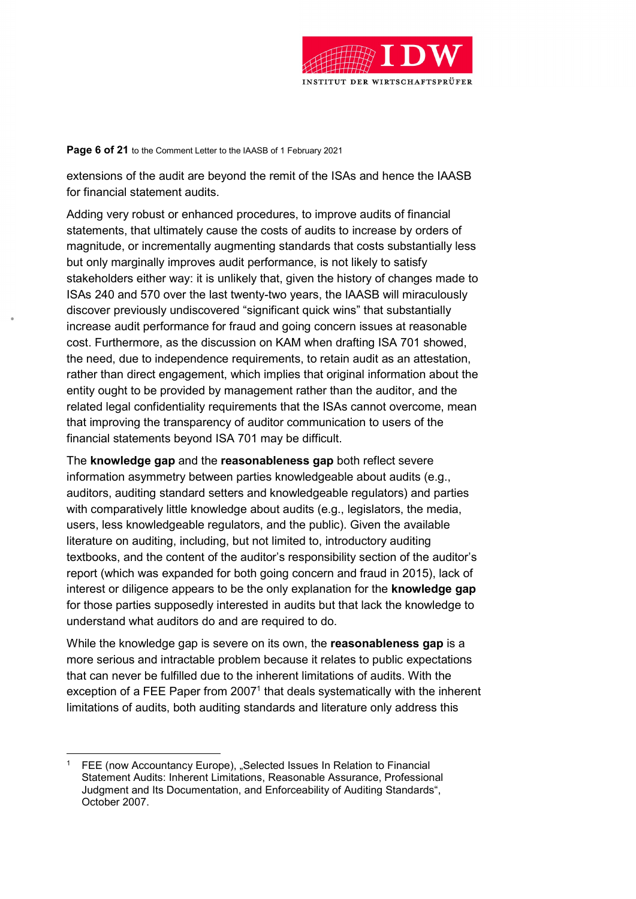extensions of the audit are beyond the remit of the ISAs and hence the IAASB for financial statement audits.

Adding very robust or enhanced procedures, to improve audits of financial statements, that ultimately cause the costs of audits to increase by orders of magnitude, or incrementally augmenting standards that costs substantially less but only marginally improves audit performance, is not likely to satisfy stakeholders either way: it is unlikely that, given the history of changes made to ISAs 240 and 570 over the last twenty-two years, the IAASB will miraculously discover previously undiscovered "significant quick wins" that substantially increase audit performance for fraud and going concern issues at reasonable cost. Furthermore, as the discussion on KAM when drafting ISA 701 showed, the need, due to independence requirements, to retain audit as an attestation, rather than direct engagement, which implies that original information about the entity ought to be provided by management rather than the auditor, and the related legal confidentiality requirements that the ISAs cannot overcome, mean that improving the transparency of auditor communication to users of the financial statements beyond ISA 701 may be difficult.

The **knowledge gap** and the **reasonableness gap** both reflect severe information asymmetry between parties knowledgeable about audits (e.g., auditors, auditing standard setters and knowledgeable regulators) and parties with comparatively little knowledge about audits (e.g., legislators, the media, users, less knowledgeable regulators, and the public). Given the available literature on auditing, including, but not limited to, introductory auditing textbooks, and the content of the auditor's responsibility section of the auditor's report (which was expanded for both going concern and fraud in 2015), lack of interest or diligence appears to be the only explanation for the **knowledge gap** for those parties supposedly interested in audits but that lack the knowledge to understand what auditors do and are required to do.

While the knowledge gap is severe on its own, the **reasonableness gap** is a more serious and intractable problem because it relates to public expectations that can never be fulfilled due to the inherent limitations of audits. With the exception of a FEE Paper from 2007[1] that deals systematically with the inherent limitations of audits, both auditing standards and literature only address this

---

[1] FEE (now Accountancy Europe), „Selected Issues In Relation to Financial Statement Audits: Inherent Limitations, Reasonable Assurance, Professional Judgment and Its Documentation, and Enforceability of Auditing Standards", October 2007.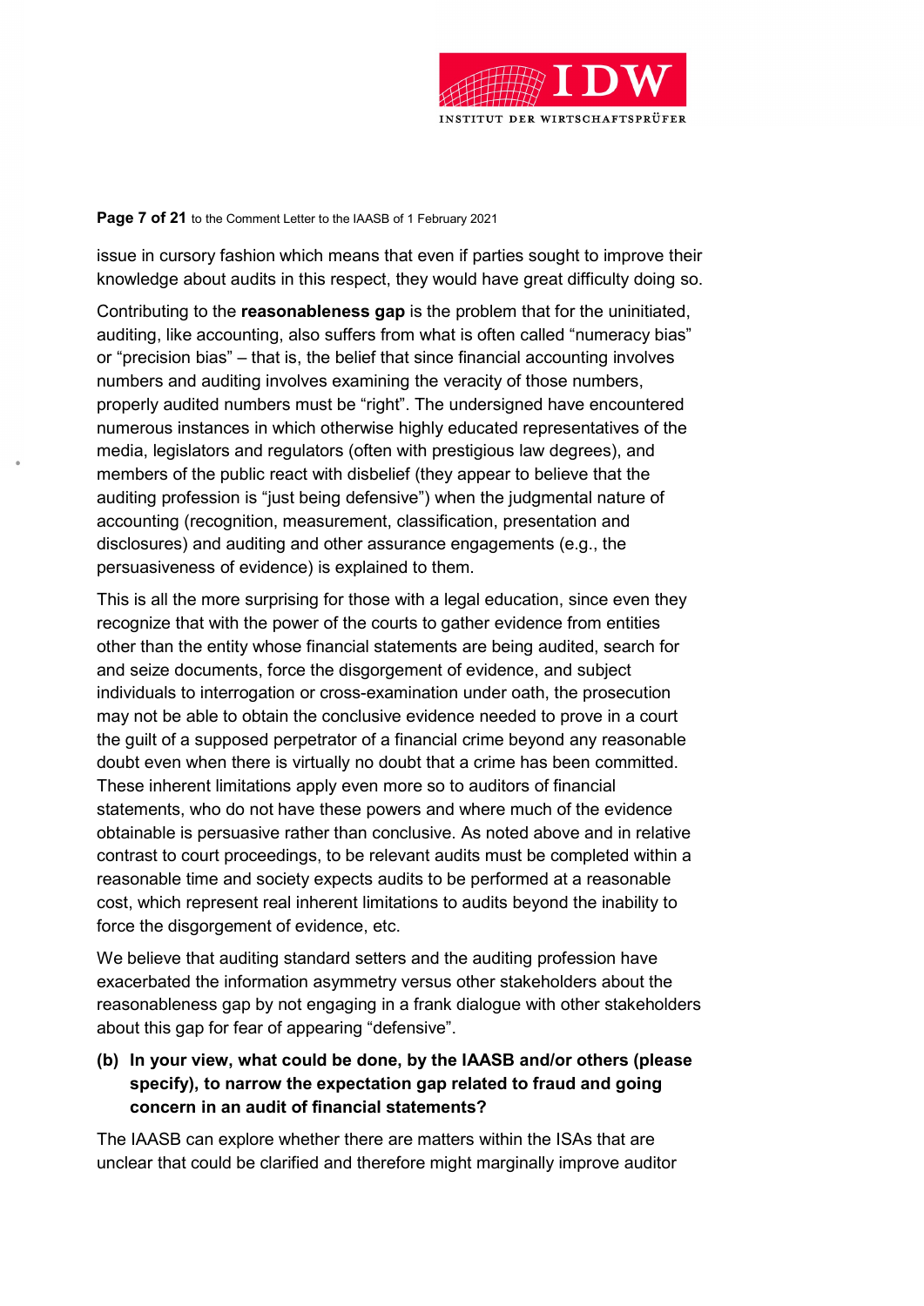issue in cursory fashion which means that even if parties sought to improve their knowledge about audits in this respect, they would have great difficulty doing so.

Contributing to the **reasonableness gap** is the problem that for the uninitiated, auditing, like accounting, also suffers from what is often called "numeracy bias" or "precision bias" – that is, the belief that since financial accounting involves numbers and auditing involves examining the veracity of those numbers, properly audited numbers must be "right". The undersigned have encountered numerous instances in which otherwise highly educated representatives of the media, legislators and regulators (often with prestigious law degrees), and members of the public react with disbelief (they appear to believe that the auditing profession is "just being defensive") when the judgmental nature of accounting (recognition, measurement, classification, presentation and disclosures) and auditing and other assurance engagements (e.g., the persuasiveness of evidence) is explained to them.

This is all the more surprising for those with a legal education, since even they recognize that with the power of the courts to gather evidence from entities other than the entity whose financial statements are being audited, search for and seize documents, force the disgorgement of evidence, and subject individuals to interrogation or cross-examination under oath, the prosecution may not be able to obtain the conclusive evidence needed to prove in a court the guilt of a supposed perpetrator of a financial crime beyond any reasonable doubt even when there is virtually no doubt that a crime has been committed. These inherent limitations apply even more so to auditors of financial statements, who do not have these powers and where much of the evidence obtainable is persuasive rather than conclusive. As noted above and in relative contrast to court proceedings, to be relevant audits must be completed within a reasonable time and society expects audits to be performed at a reasonable cost, which represent real inherent limitations to audits beyond the inability to force the disgorgement of evidence, etc.

We believe that auditing standard setters and the auditing profession have exacerbated the information asymmetry versus other stakeholders about the reasonableness gap by not engaging in a frank dialogue with other stakeholders about this gap for fear of appearing "defensive".

**(b) In your view, what could be done, by the IAASB and/or others (please specify), to narrow the expectation gap related to fraud and going concern in an audit of financial statements?**

The IAASB can explore whether there are matters within the ISAs that are unclear that could be clarified and therefore might marginally improve auditor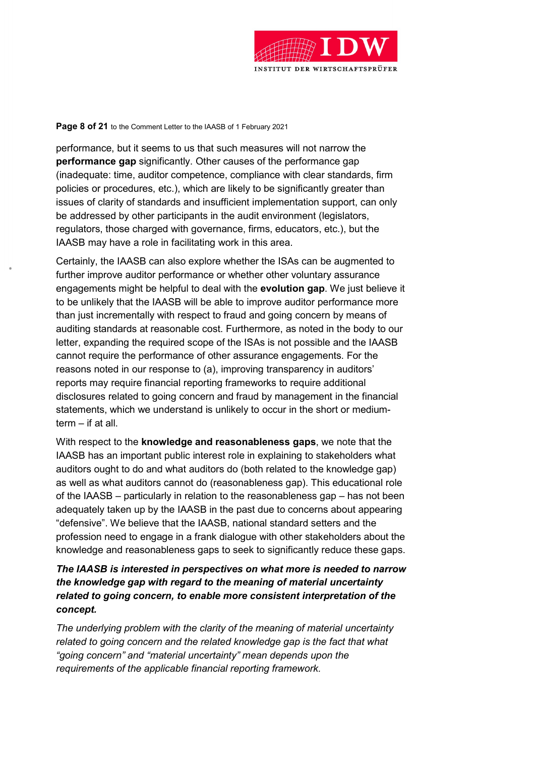performance, but it seems to us that such measures will not narrow the **performance gap** significantly. Other causes of the performance gap (inadequate: time, auditor competence, compliance with clear standards, firm policies or procedures, etc.), which are likely to be significantly greater than issues of clarity of standards and insufficient implementation support, can only be addressed by other participants in the audit environment (legislators, regulators, those charged with governance, firms, educators, etc.), but the IAASB may have a role in facilitating work in this area.

Certainly, the IAASB can also explore whether the ISAs can be augmented to further improve auditor performance or whether other voluntary assurance engagements might be helpful to deal with the **evolution gap**. We just believe it to be unlikely that the IAASB will be able to improve auditor performance more than just incrementally with respect to fraud and going concern by means of auditing standards at reasonable cost. Furthermore, as noted in the body to our letter, expanding the required scope of the ISAs is not possible and the IAASB cannot require the performance of other assurance engagements. For the reasons noted in our response to (a), improving transparency in auditors' reports may require financial reporting frameworks to require additional disclosures related to going concern and fraud by management in the financial statements, which we understand is unlikely to occur in the short or medium-term – if at all.

With respect to the **knowledge and reasonableness gaps**, we note that the IAASB has an important public interest role in explaining to stakeholders what auditors ought to do and what auditors do (both related to the knowledge gap) as well as what auditors cannot do (reasonableness gap). This educational role of the IAASB – particularly in relation to the reasonableness gap – has not been adequately taken up by the IAASB in the past due to concerns about appearing "defensive". We believe that the IAASB, national standard setters and the profession need to engage in a frank dialogue with other stakeholders about the knowledge and reasonableness gaps to seek to significantly reduce these gaps.

***The IAASB is interested in perspectives on what more is needed to narrow the knowledge gap with regard to the meaning of material uncertainty related to going concern, to enable more consistent interpretation of the concept.***

*The underlying problem with the clarity of the meaning of material uncertainty related to going concern and the related knowledge gap is the fact that what "going concern" and "material uncertainty" mean depends upon the requirements of the applicable financial reporting framework.*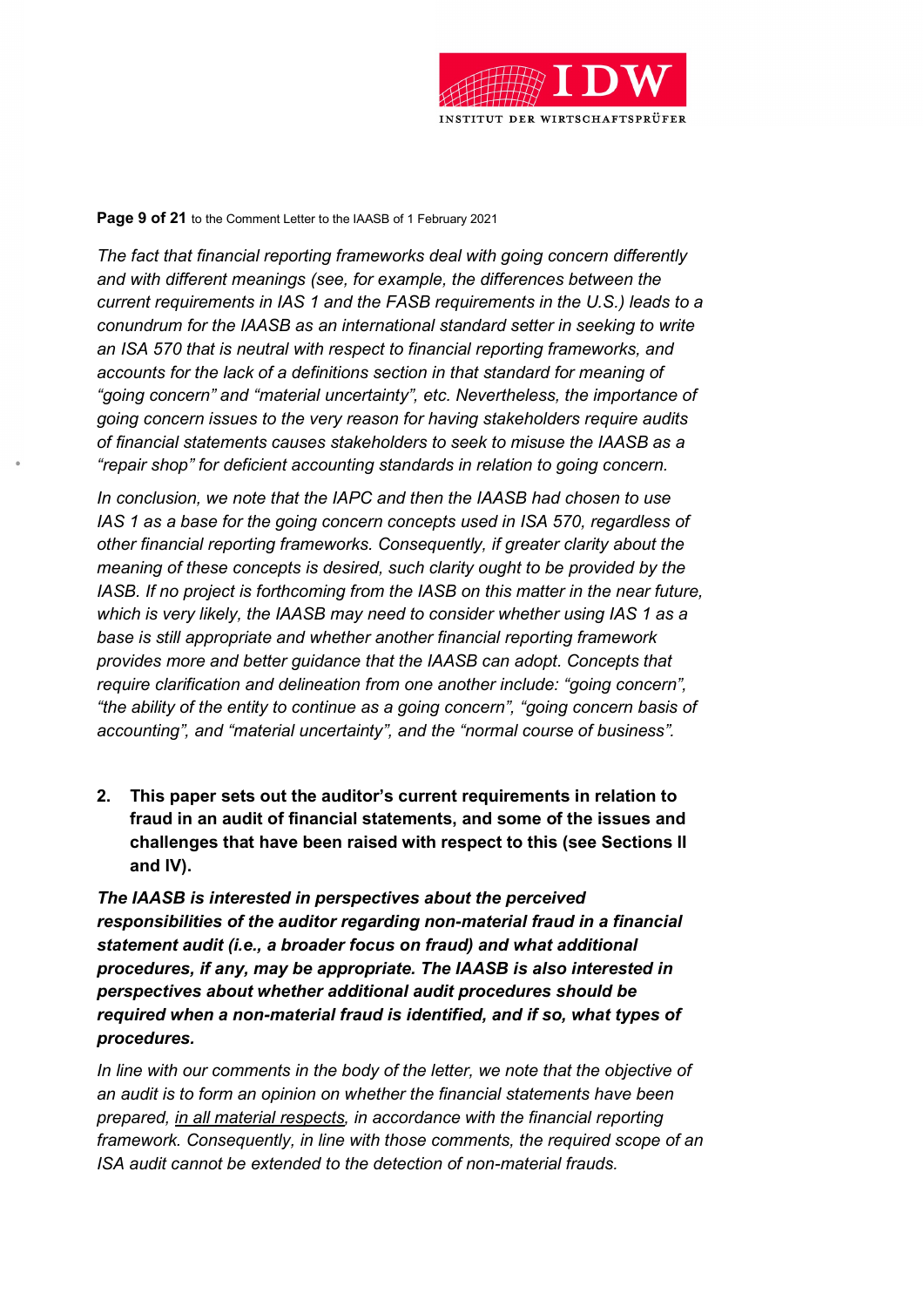*The fact that financial reporting frameworks deal with going concern differently and with different meanings (see, for example, the differences between the current requirements in IAS 1 and the FASB requirements in the U.S.) leads to a conundrum for the IAASB as an international standard setter in seeking to write an ISA 570 that is neutral with respect to financial reporting frameworks, and accounts for the lack of a definitions section in that standard for meaning of "going concern" and "material uncertainty", etc. Nevertheless, the importance of going concern issues to the very reason for having stakeholders require audits of financial statements causes stakeholders to seek to misuse the IAASB as a "repair shop" for deficient accounting standards in relation to going concern.*

*In conclusion, we note that the IAPC and then the IAASB had chosen to use IAS 1 as a base for the going concern concepts used in ISA 570, regardless of other financial reporting frameworks. Consequently, if greater clarity about the meaning of these concepts is desired, such clarity ought to be provided by the IASB. If no project is forthcoming from the IASB on this matter in the near future, which is very likely, the IAASB may need to consider whether using IAS 1 as a base is still appropriate and whether another financial reporting framework provides more and better guidance that the IAASB can adopt. Concepts that require clarification and delineation from one another include: "going concern", "the ability of the entity to continue as a going concern", "going concern basis of accounting", and "material uncertainty", and the "normal course of business".*

**2. This paper sets out the auditor's current requirements in relation to fraud in an audit of financial statements, and some of the issues and challenges that have been raised with respect to this (see Sections II and IV).**

***The IAASB is interested in perspectives about the perceived responsibilities of the auditor regarding non-material fraud in a financial statement audit (i.e., a broader focus on fraud) and what additional procedures, if any, may be appropriate. The IAASB is also interested in perspectives about whether additional audit procedures should be required when a non-material fraud is identified, and if so, what types of procedures.***

*In line with our comments in the body of the letter, we note that the objective of an audit is to form an opinion on whether the financial statements have been prepared, <u>in all material respects</u>, in accordance with the financial reporting framework. Consequently, in line with those comments, the required scope of an ISA audit cannot be extended to the detection of non-material frauds.*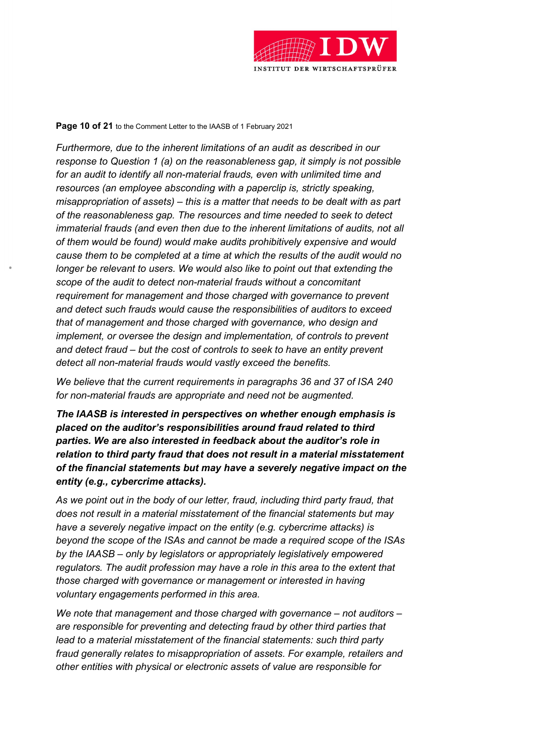*Furthermore, due to the inherent limitations of an audit as described in our response to Question 1 (a) on the reasonableness gap, it simply is not possible for an audit to identify all non-material frauds, even with unlimited time and resources (an employee absconding with a paperclip is, strictly speaking, misappropriation of assets) – this is a matter that needs to be dealt with as part of the reasonableness gap. The resources and time needed to seek to detect immaterial frauds (and even then due to the inherent limitations of audits, not all of them would be found) would make audits prohibitively expensive and would cause them to be completed at a time at which the results of the audit would no longer be relevant to users. We would also like to point out that extending the scope of the audit to detect non-material frauds without a concomitant requirement for management and those charged with governance to prevent and detect such frauds would cause the responsibilities of auditors to exceed that of management and those charged with governance, who design and implement, or oversee the design and implementation, of controls to prevent and detect fraud – but the cost of controls to seek to have an entity prevent detect all non-material frauds would vastly exceed the benefits.*

*We believe that the current requirements in paragraphs 36 and 37 of ISA 240 for non-material frauds are appropriate and need not be augmented.*

***The IAASB is interested in perspectives on whether enough emphasis is placed on the auditor's responsibilities around fraud related to third parties. We are also interested in feedback about the auditor's role in relation to third party fraud that does not result in a material misstatement of the financial statements but may have a severely negative impact on the entity (e.g., cybercrime attacks).***

*As we point out in the body of our letter, fraud, including third party fraud, that does not result in a material misstatement of the financial statements but may have a severely negative impact on the entity (e.g. cybercrime attacks) is beyond the scope of the ISAs and cannot be made a required scope of the ISAs by the IAASB – only by legislators or appropriately legislatively empowered regulators. The audit profession may have a role in this area to the extent that those charged with governance or management or interested in having voluntary engagements performed in this area.*

*We note that management and those charged with governance – not auditors – are responsible for preventing and detecting fraud by other third parties that lead to a material misstatement of the financial statements: such third party fraud generally relates to misappropriation of assets. For example, retailers and other entities with physical or electronic assets of value are responsible for*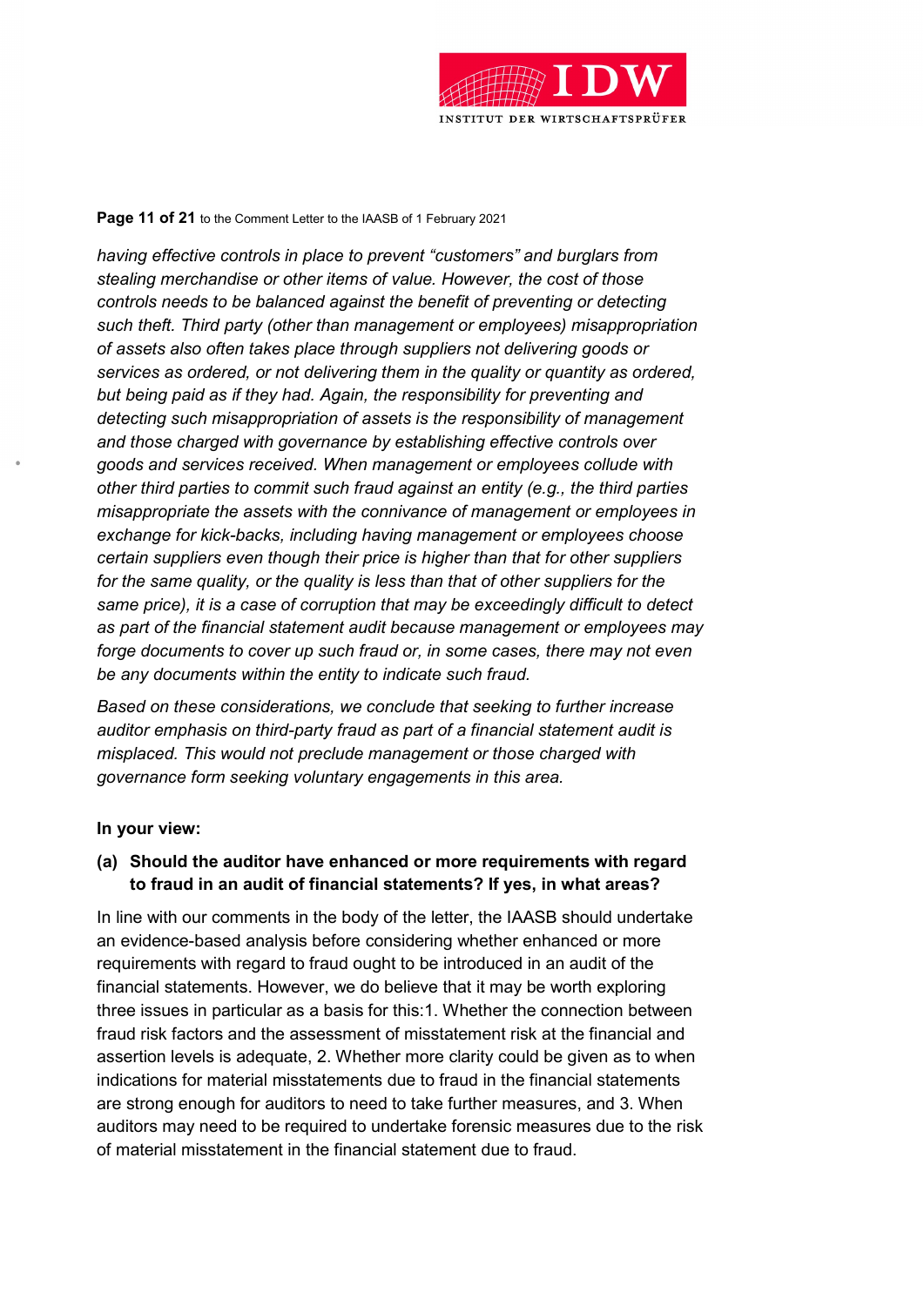*having effective controls in place to prevent "customers" and burglars from stealing merchandise or other items of value. However, the cost of those controls needs to be balanced against the benefit of preventing or detecting such theft. Third party (other than management or employees) misappropriation of assets also often takes place through suppliers not delivering goods or services as ordered, or not delivering them in the quality or quantity as ordered, but being paid as if they had. Again, the responsibility for preventing and detecting such misappropriation of assets is the responsibility of management and those charged with governance by establishing effective controls over goods and services received. When management or employees collude with other third parties to commit such fraud against an entity (e.g., the third parties misappropriate the assets with the connivance of management or employees in exchange for kick-backs, including having management or employees choose certain suppliers even though their price is higher than that for other suppliers for the same quality, or the quality is less than that of other suppliers for the same price), it is a case of corruption that may be exceedingly difficult to detect as part of the financial statement audit because management or employees may forge documents to cover up such fraud or, in some cases, there may not even be any documents within the entity to indicate such fraud.*

*Based on these considerations, we conclude that seeking to further increase auditor emphasis on third-party fraud as part of a financial statement audit is misplaced. This would not preclude management or those charged with governance form seeking voluntary engagements in this area.*

**In your view:**

**(a) Should the auditor have enhanced or more requirements with regard to fraud in an audit of financial statements? If yes, in what areas?**

In line with our comments in the body of the letter, the IAASB should undertake an evidence-based analysis before considering whether enhanced or more requirements with regard to fraud ought to be introduced in an audit of the financial statements. However, we do believe that it may be worth exploring three issues in particular as a basis for this:1. Whether the connection between fraud risk factors and the assessment of misstatement risk at the financial and assertion levels is adequate, 2. Whether more clarity could be given as to when indications for material misstatements due to fraud in the financial statements are strong enough for auditors to need to take further measures, and 3. When auditors may need to be required to undertake forensic measures due to the risk of material misstatement in the financial statement due to fraud.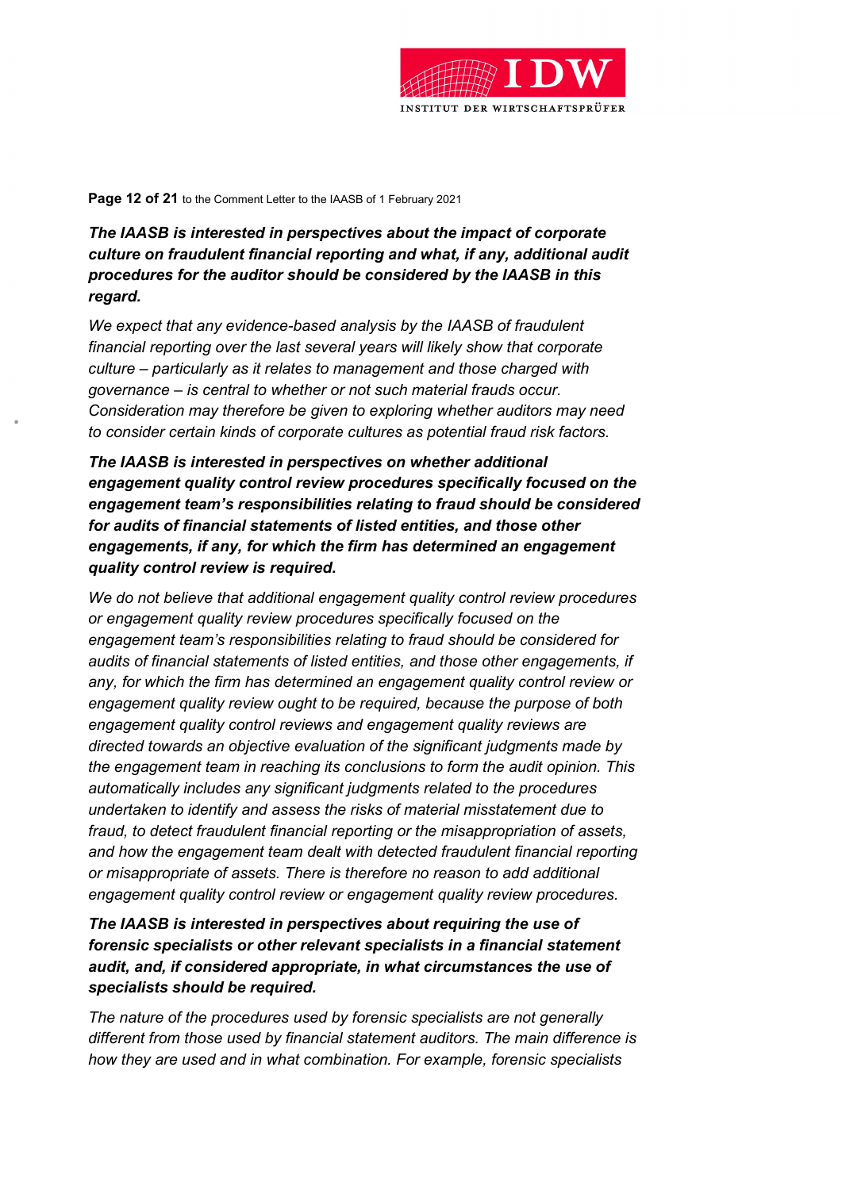***The IAASB is interested in perspectives about the impact of corporate culture on fraudulent financial reporting and what, if any, additional audit procedures for the auditor should be considered by the IAASB in this regard.***

*We expect that any evidence-based analysis by the IAASB of fraudulent financial reporting over the last several years will likely show that corporate culture – particularly as it relates to management and those charged with governance – is central to whether or not such material frauds occur. Consideration may therefore be given to exploring whether auditors may need to consider certain kinds of corporate cultures as potential fraud risk factors.*

***The IAASB is interested in perspectives on whether additional engagement quality control review procedures specifically focused on the engagement team's responsibilities relating to fraud should be considered for audits of financial statements of listed entities, and those other engagements, if any, for which the firm has determined an engagement quality control review is required.***

*We do not believe that additional engagement quality control review procedures or engagement quality review procedures specifically focused on the engagement team's responsibilities relating to fraud should be considered for audits of financial statements of listed entities, and those other engagements, if any, for which the firm has determined an engagement quality control review or engagement quality review ought to be required, because the purpose of both engagement quality control reviews and engagement quality reviews are directed towards an objective evaluation of the significant judgments made by the engagement team in reaching its conclusions to form the audit opinion. This automatically includes any significant judgments related to the procedures undertaken to identify and assess the risks of material misstatement due to fraud, to detect fraudulent financial reporting or the misappropriation of assets, and how the engagement team dealt with detected fraudulent financial reporting or misappropriate of assets. There is therefore no reason to add additional engagement quality control review or engagement quality review procedures.*

***The IAASB is interested in perspectives about requiring the use of forensic specialists or other relevant specialists in a financial statement audit, and, if considered appropriate, in what circumstances the use of specialists should be required.***

*The nature of the procedures used by forensic specialists are not generally different from those used by financial statement auditors. The main difference is how they are used and in what combination. For example, forensic specialists*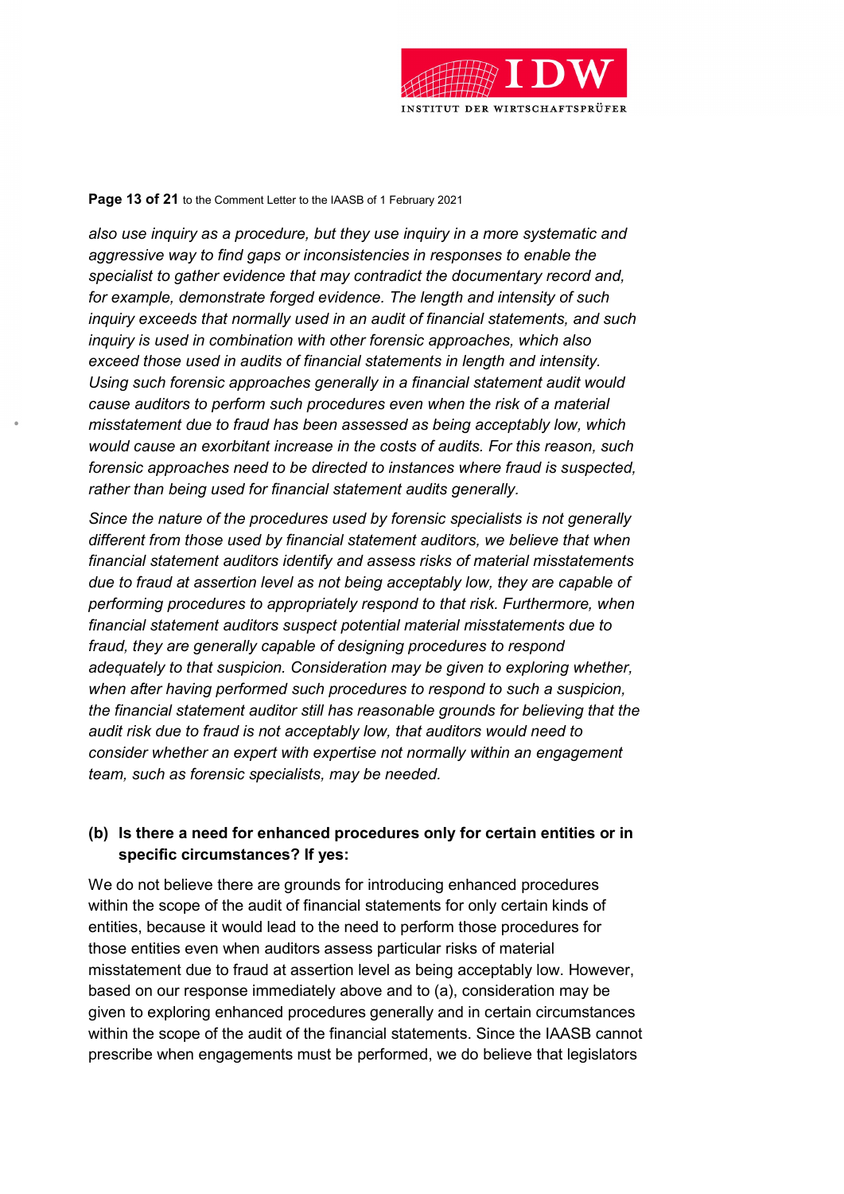*also use inquiry as a procedure, but they use inquiry in a more systematic and aggressive way to find gaps or inconsistencies in responses to enable the specialist to gather evidence that may contradict the documentary record and, for example, demonstrate forged evidence. The length and intensity of such inquiry exceeds that normally used in an audit of financial statements, and such inquiry is used in combination with other forensic approaches, which also exceed those used in audits of financial statements in length and intensity. Using such forensic approaches generally in a financial statement audit would cause auditors to perform such procedures even when the risk of a material misstatement due to fraud has been assessed as being acceptably low, which would cause an exorbitant increase in the costs of audits. For this reason, such forensic approaches need to be directed to instances where fraud is suspected, rather than being used for financial statement audits generally.*

*Since the nature of the procedures used by forensic specialists is not generally different from those used by financial statement auditors, we believe that when financial statement auditors identify and assess risks of material misstatements due to fraud at assertion level as not being acceptably low, they are capable of performing procedures to appropriately respond to that risk. Furthermore, when financial statement auditors suspect potential material misstatements due to fraud, they are generally capable of designing procedures to respond adequately to that suspicion. Consideration may be given to exploring whether, when after having performed such procedures to respond to such a suspicion, the financial statement auditor still has reasonable grounds for believing that the audit risk due to fraud is not acceptably low, that auditors would need to consider whether an expert with expertise not normally within an engagement team, such as forensic specialists, may be needed.*

**(b) Is there a need for enhanced procedures only for certain entities or in specific circumstances? If yes:**

We do not believe there are grounds for introducing enhanced procedures within the scope of the audit of financial statements for only certain kinds of entities, because it would lead to the need to perform those procedures for those entities even when auditors assess particular risks of material misstatement due to fraud at assertion level as being acceptably low. However, based on our response immediately above and to (a), consideration may be given to exploring enhanced procedures generally and in certain circumstances within the scope of the audit of the financial statements. Since the IAASB cannot prescribe when engagements must be performed, we do believe that legislators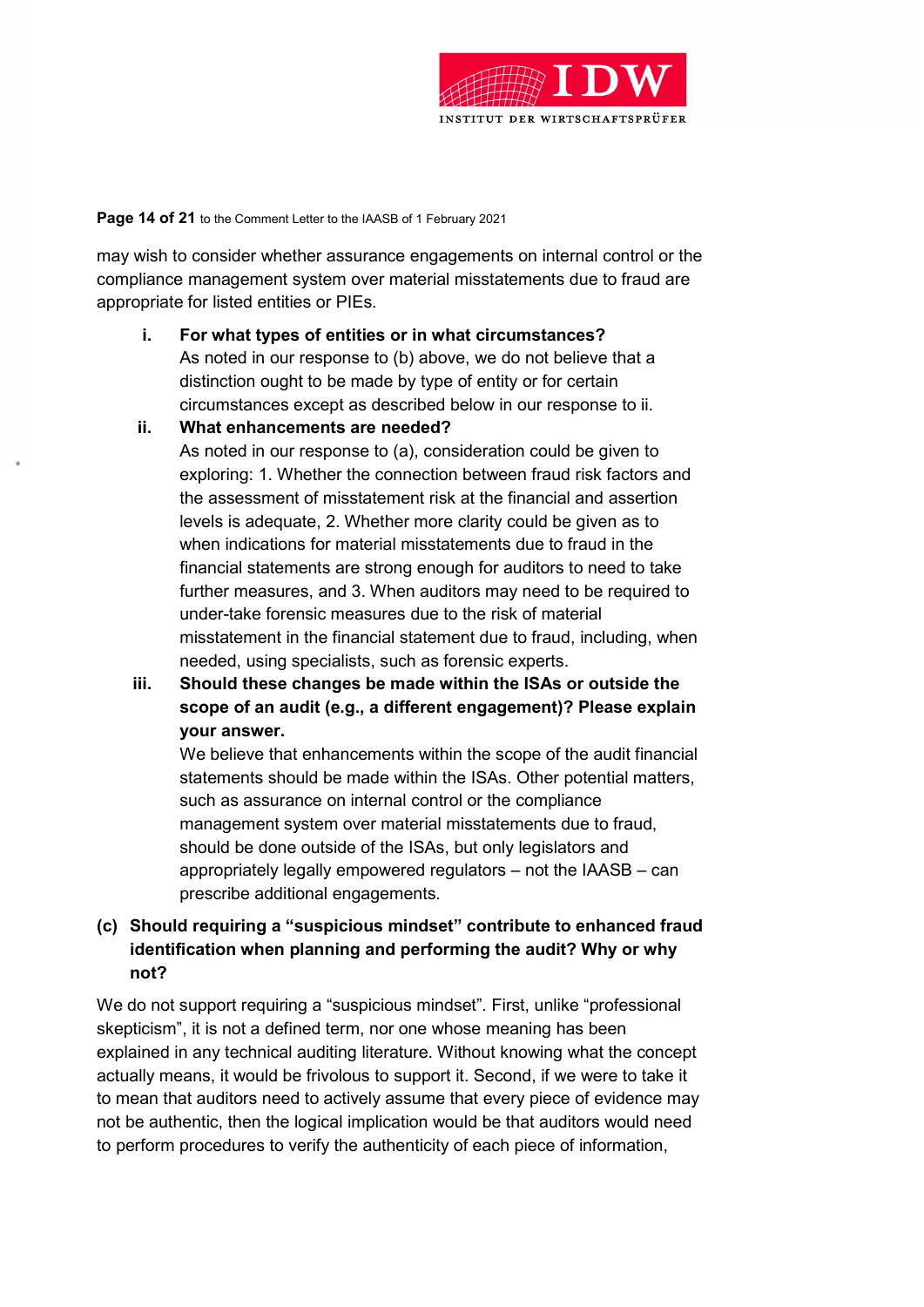may wish to consider whether assurance engagements on internal control or the compliance management system over material misstatements due to fraud are appropriate for listed entities or PIEs.

- **i. For what types of entities or in what circumstances?**
  As noted in our response to (b) above, we do not believe that a distinction ought to be made by type of entity or for certain circumstances except as described below in our response to ii.
- **ii. What enhancements are needed?**
  As noted in our response to (a), consideration could be given to exploring: 1. Whether the connection between fraud risk factors and the assessment of misstatement risk at the financial and assertion levels is adequate, 2. Whether more clarity could be given as to when indications for material misstatements due to fraud in the financial statements are strong enough for auditors to need to take further measures, and 3. When auditors may need to be required to under-take forensic measures due to the risk of material misstatement in the financial statement due to fraud, including, when needed, using specialists, such as forensic experts.
- **iii. Should these changes be made within the ISAs or outside the scope of an audit (e.g., a different engagement)? Please explain your answer.**
  We believe that enhancements within the scope of the audit financial statements should be made within the ISAs. Other potential matters, such as assurance on internal control or the compliance management system over material misstatements due to fraud, should be done outside of the ISAs, but only legislators and appropriately legally empowered regulators – not the IAASB – can prescribe additional engagements.

**(c) Should requiring a "suspicious mindset" contribute to enhanced fraud identification when planning and performing the audit? Why or why not?**

We do not support requiring a "suspicious mindset". First, unlike "professional skepticism", it is not a defined term, nor one whose meaning has been explained in any technical auditing literature. Without knowing what the concept actually means, it would be frivolous to support it. Second, if we were to take it to mean that auditors need to actively assume that every piece of evidence may not be authentic, then the logical implication would be that auditors would need to perform procedures to verify the authenticity of each piece of information,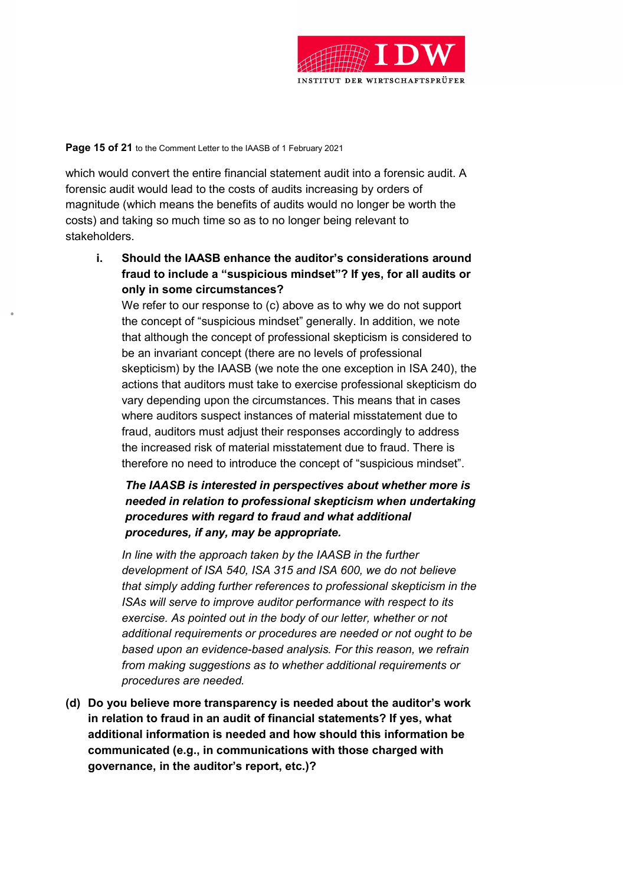which would convert the entire financial statement audit into a forensic audit. A forensic audit would lead to the costs of audits increasing by orders of magnitude (which means the benefits of audits would no longer be worth the costs) and taking so much time so as to no longer being relevant to stakeholders.

i. **Should the IAASB enhance the auditor's considerations around fraud to include a "suspicious mindset"? If yes, for all audits or only in some circumstances?**

   We refer to our response to (c) above as to why we do not support the concept of "suspicious mindset" generally. In addition, we note that although the concept of professional skepticism is considered to be an invariant concept (there are no levels of professional skepticism) by the IAASB (we note the one exception in ISA 240), the actions that auditors must take to exercise professional skepticism do vary depending upon the circumstances. This means that in cases where auditors suspect instances of material misstatement due to fraud, auditors must adjust their responses accordingly to address the increased risk of material misstatement due to fraud. There is therefore no need to introduce the concept of "suspicious mindset".

   ***The IAASB is interested in perspectives about whether more is needed in relation to professional skepticism when undertaking procedures with regard to fraud and what additional procedures, if any, may be appropriate.***

   *In line with the approach taken by the IAASB in the further development of ISA 540, ISA 315 and ISA 600, we do not believe that simply adding further references to professional skepticism in the ISAs will serve to improve auditor performance with respect to its exercise. As pointed out in the body of our letter, whether or not additional requirements or procedures are needed or not ought to be based upon an evidence-based analysis. For this reason, we refrain from making suggestions as to whether additional requirements or procedures are needed.*

**(d) Do you believe more transparency is needed about the auditor's work in relation to fraud in an audit of financial statements? If yes, what additional information is needed and how should this information be communicated (e.g., in communications with those charged with governance, in the auditor's report, etc.)?**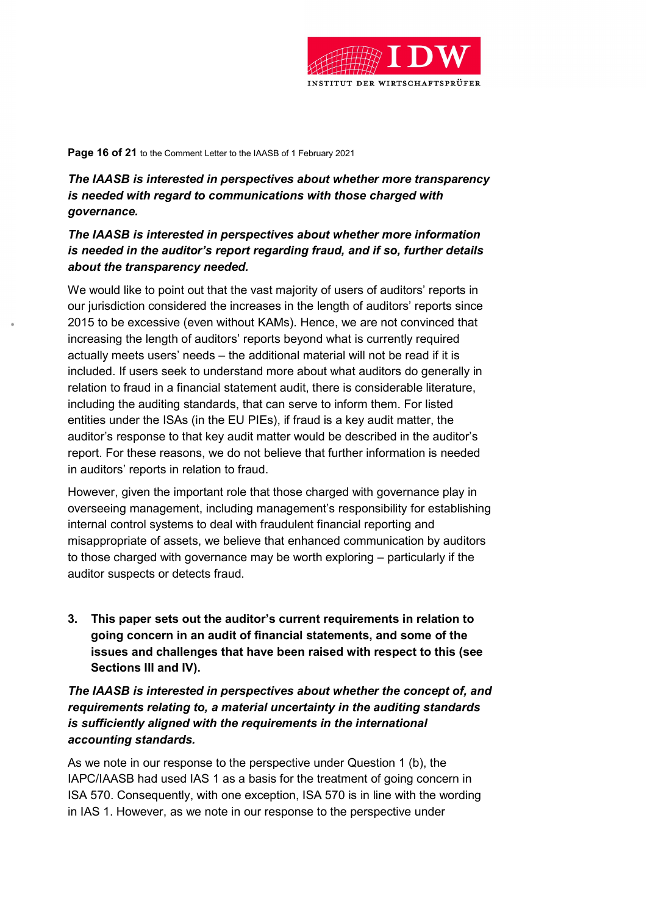***The IAASB is interested in perspectives about whether more transparency is needed with regard to communications with those charged with governance.***

***The IAASB is interested in perspectives about whether more information is needed in the auditor's report regarding fraud, and if so, further details about the transparency needed.***

We would like to point out that the vast majority of users of auditors' reports in our jurisdiction considered the increases in the length of auditors' reports since 2015 to be excessive (even without KAMs). Hence, we are not convinced that increasing the length of auditors' reports beyond what is currently required actually meets users' needs – the additional material will not be read if it is included. If users seek to understand more about what auditors do generally in relation to fraud in a financial statement audit, there is considerable literature, including the auditing standards, that can serve to inform them. For listed entities under the ISAs (in the EU PIEs), if fraud is a key audit matter, the auditor's response to that key audit matter would be described in the auditor's report. For these reasons, we do not believe that further information is needed in auditors' reports in relation to fraud.

However, given the important role that those charged with governance play in overseeing management, including management's responsibility for establishing internal control systems to deal with fraudulent financial reporting and misappropriate of assets, we believe that enhanced communication by auditors to those charged with governance may be worth exploring – particularly if the auditor suspects or detects fraud.

**3. This paper sets out the auditor's current requirements in relation to going concern in an audit of financial statements, and some of the issues and challenges that have been raised with respect to this (see Sections III and IV).**

***The IAASB is interested in perspectives about whether the concept of, and requirements relating to, a material uncertainty in the auditing standards is sufficiently aligned with the requirements in the international accounting standards.***

As we note in our response to the perspective under Question 1 (b), the IAPC/IAASB had used IAS 1 as a basis for the treatment of going concern in ISA 570. Consequently, with one exception, ISA 570 is in line with the wording in IAS 1. However, as we note in our response to the perspective under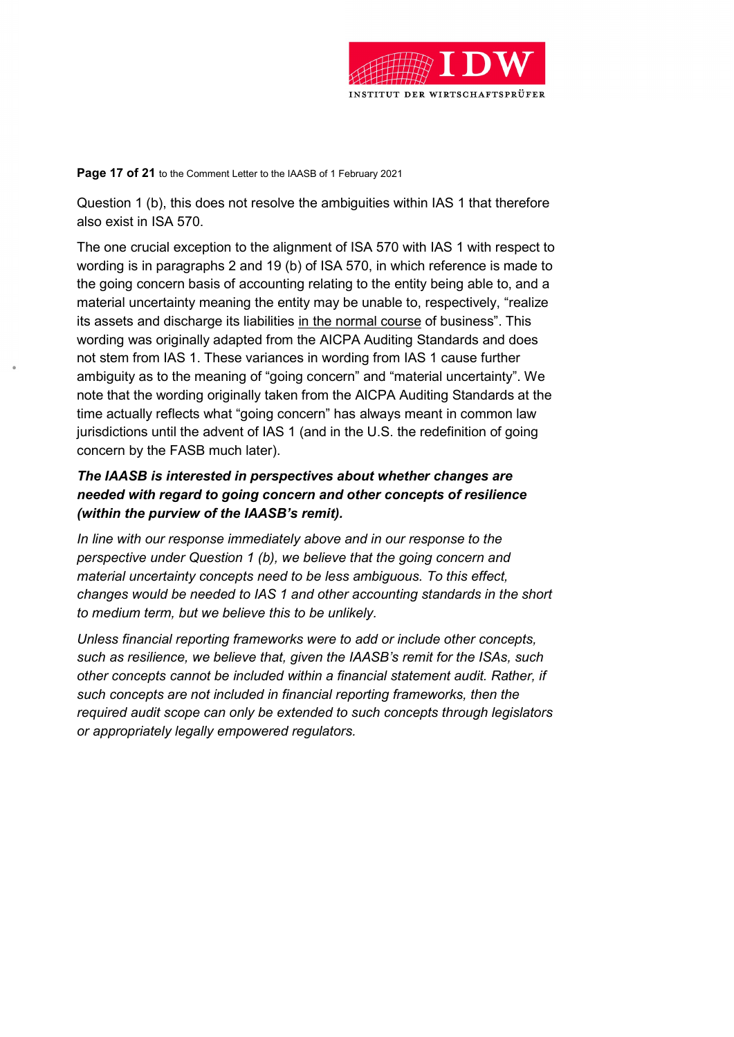Question 1 (b), this does not resolve the ambiguities within IAS 1 that therefore also exist in ISA 570.

The one crucial exception to the alignment of ISA 570 with IAS 1 with respect to wording is in paragraphs 2 and 19 (b) of ISA 570, in which reference is made to the going concern basis of accounting relating to the entity being able to, and a material uncertainty meaning the entity may be unable to, respectively, "realize its assets and discharge its liabilities <u>in the normal course</u> of business". This wording was originally adapted from the AICPA Auditing Standards and does not stem from IAS 1. These variances in wording from IAS 1 cause further ambiguity as to the meaning of "going concern" and "material uncertainty". We note that the wording originally taken from the AICPA Auditing Standards at the time actually reflects what "going concern" has always meant in common law jurisdictions until the advent of IAS 1 (and in the U.S. the redefinition of going concern by the FASB much later).

***The IAASB is interested in perspectives about whether changes are needed with regard to going concern and other concepts of resilience (within the purview of the IAASB's remit).***

*In line with our response immediately above and in our response to the perspective under Question 1 (b), we believe that the going concern and material uncertainty concepts need to be less ambiguous. To this effect, changes would be needed to IAS 1 and other accounting standards in the short to medium term, but we believe this to be unlikely.*

*Unless financial reporting frameworks were to add or include other concepts, such as resilience, we believe that, given the IAASB's remit for the ISAs, such other concepts cannot be included within a financial statement audit. Rather, if such concepts are not included in financial reporting frameworks, then the required audit scope can only be extended to such concepts through legislators or appropriately legally empowered regulators.*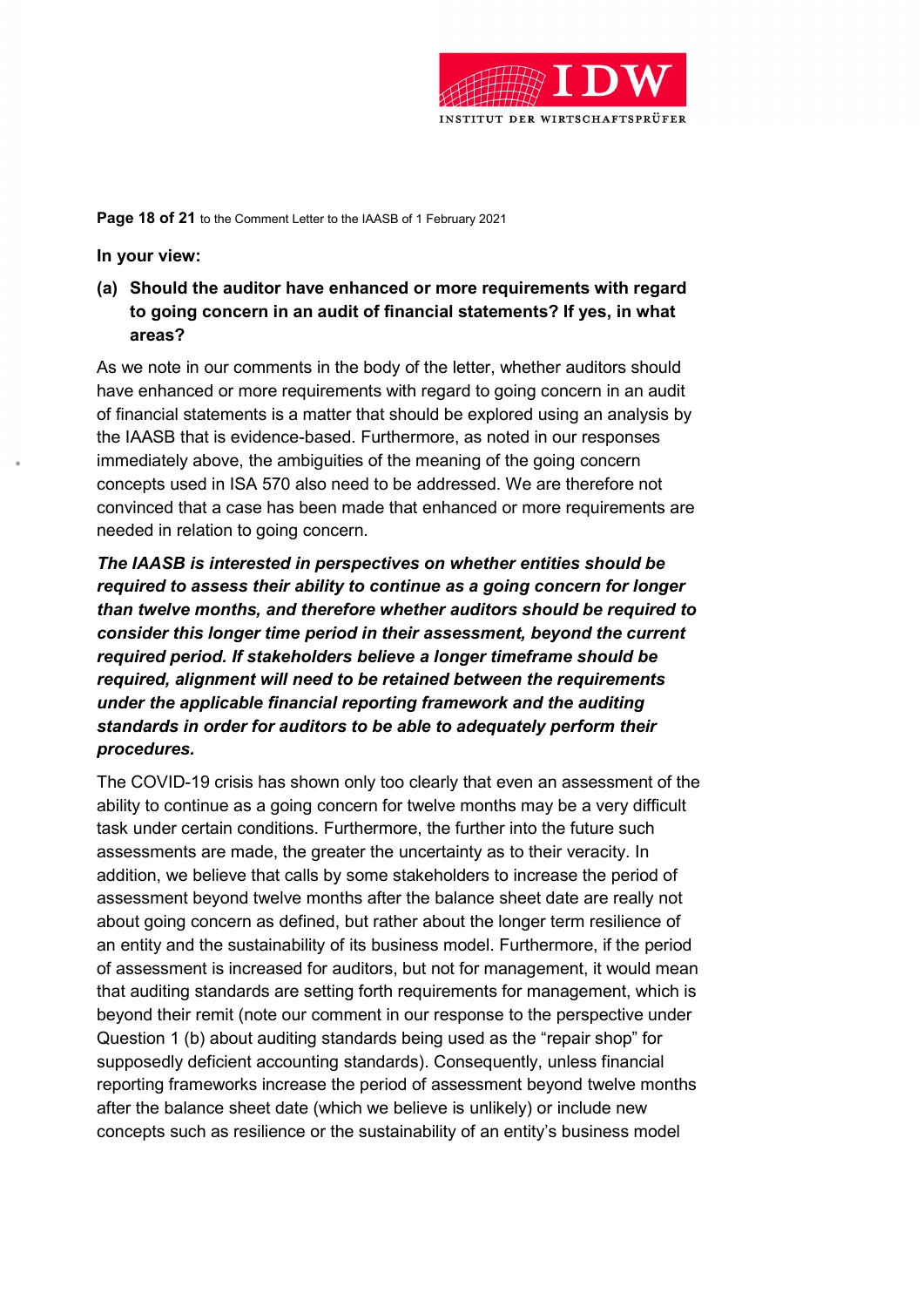**In your view:**

**(a) Should the auditor have enhanced or more requirements with regard to going concern in an audit of financial statements? If yes, in what areas?**

As we note in our comments in the body of the letter, whether auditors should have enhanced or more requirements with regard to going concern in an audit of financial statements is a matter that should be explored using an analysis by the IAASB that is evidence-based. Furthermore, as noted in our responses immediately above, the ambiguities of the meaning of the going concern concepts used in ISA 570 also need to be addressed. We are therefore not convinced that a case has been made that enhanced or more requirements are needed in relation to going concern.

***The IAASB is interested in perspectives on whether entities should be required to assess their ability to continue as a going concern for longer than twelve months, and therefore whether auditors should be required to consider this longer time period in their assessment, beyond the current required period. If stakeholders believe a longer timeframe should be required, alignment will need to be retained between the requirements under the applicable financial reporting framework and the auditing standards in order for auditors to be able to adequately perform their procedures.***

The COVID-19 crisis has shown only too clearly that even an assessment of the ability to continue as a going concern for twelve months may be a very difficult task under certain conditions. Furthermore, the further into the future such assessments are made, the greater the uncertainty as to their veracity. In addition, we believe that calls by some stakeholders to increase the period of assessment beyond twelve months after the balance sheet date are really not about going concern as defined, but rather about the longer term resilience of an entity and the sustainability of its business model. Furthermore, if the period of assessment is increased for auditors, but not for management, it would mean that auditing standards are setting forth requirements for management, which is beyond their remit (note our comment in our response to the perspective under Question 1 (b) about auditing standards being used as the "repair shop" for supposedly deficient accounting standards). Consequently, unless financial reporting frameworks increase the period of assessment beyond twelve months after the balance sheet date (which we believe is unlikely) or include new concepts such as resilience or the sustainability of an entity's business model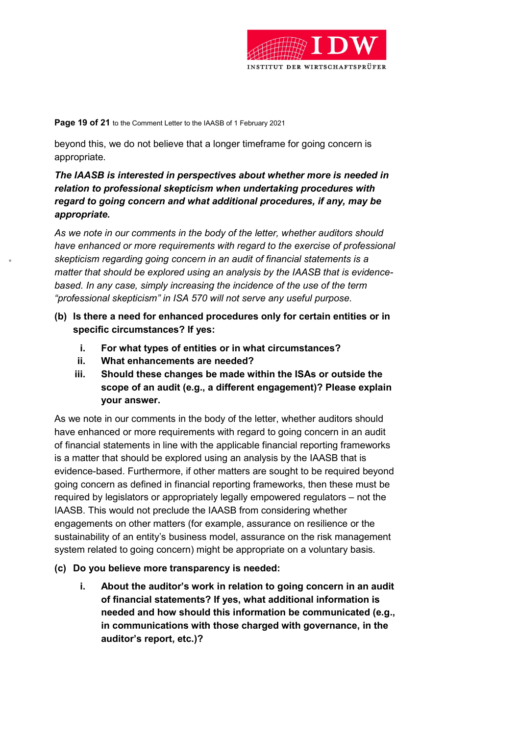beyond this, we do not believe that a longer timeframe for going concern is appropriate.

***The IAASB is interested in perspectives about whether more is needed in relation to professional skepticism when undertaking procedures with regard to going concern and what additional procedures, if any, may be appropriate.***

*As we note in our comments in the body of the letter, whether auditors should have enhanced or more requirements with regard to the exercise of professional skepticism regarding going concern in an audit of financial statements is a matter that should be explored using an analysis by the IAASB that is evidence-based. In any case, simply increasing the incidence of the use of the term "professional skepticism" in ISA 570 will not serve any useful purpose.*

**(b) Is there a need for enhanced procedures only for certain entities or in specific circumstances? If yes:**

**i. For what types of entities or in what circumstances?**

**ii. What enhancements are needed?**

**iii. Should these changes be made within the ISAs or outside the scope of an audit (e.g., a different engagement)? Please explain your answer.**

As we note in our comments in the body of the letter, whether auditors should have enhanced or more requirements with regard to going concern in an audit of financial statements in line with the applicable financial reporting frameworks is a matter that should be explored using an analysis by the IAASB that is evidence-based. Furthermore, if other matters are sought to be required beyond going concern as defined in financial reporting frameworks, then these must be required by legislators or appropriately legally empowered regulators – not the IAASB. This would not preclude the IAASB from considering whether engagements on other matters (for example, assurance on resilience or the sustainability of an entity's business model, assurance on the risk management system related to going concern) might be appropriate on a voluntary basis.

**(c) Do you believe more transparency is needed:**

**i. About the auditor's work in relation to going concern in an audit of financial statements? If yes, what additional information is needed and how should this information be communicated (e.g., in communications with those charged with governance, in the auditor's report, etc.)?**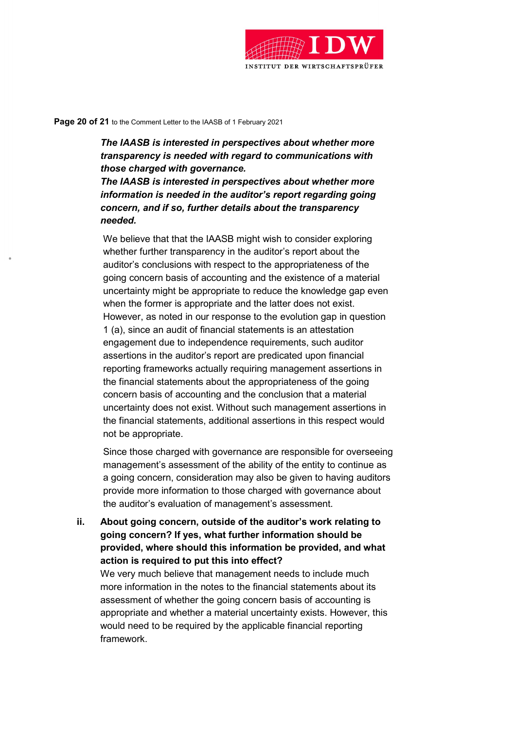***The IAASB is interested in perspectives about whether more transparency is needed with regard to communications with those charged with governance.***

***The IAASB is interested in perspectives about whether more information is needed in the auditor's report regarding going concern, and if so, further details about the transparency needed.***

We believe that that the IAASB might wish to consider exploring whether further transparency in the auditor's report about the auditor's conclusions with respect to the appropriateness of the going concern basis of accounting and the existence of a material uncertainty might be appropriate to reduce the knowledge gap even when the former is appropriate and the latter does not exist. However, as noted in our response to the evolution gap in question 1 (a), since an audit of financial statements is an attestation engagement due to independence requirements, such auditor assertions in the auditor's report are predicated upon financial reporting frameworks actually requiring management assertions in the financial statements about the appropriateness of the going concern basis of accounting and the conclusion that a material uncertainty does not exist. Without such management assertions in the financial statements, additional assertions in this respect would not be appropriate.

Since those charged with governance are responsible for overseeing management's assessment of the ability of the entity to continue as a going concern, consideration may also be given to having auditors provide more information to those charged with governance about the auditor's evaluation of management's assessment.

**ii. About going concern, outside of the auditor's work relating to going concern? If yes, what further information should be provided, where should this information be provided, and what action is required to put this into effect?**

We very much believe that management needs to include much more information in the notes to the financial statements about its assessment of whether the going concern basis of accounting is appropriate and whether a material uncertainty exists. However, this would need to be required by the applicable financial reporting framework.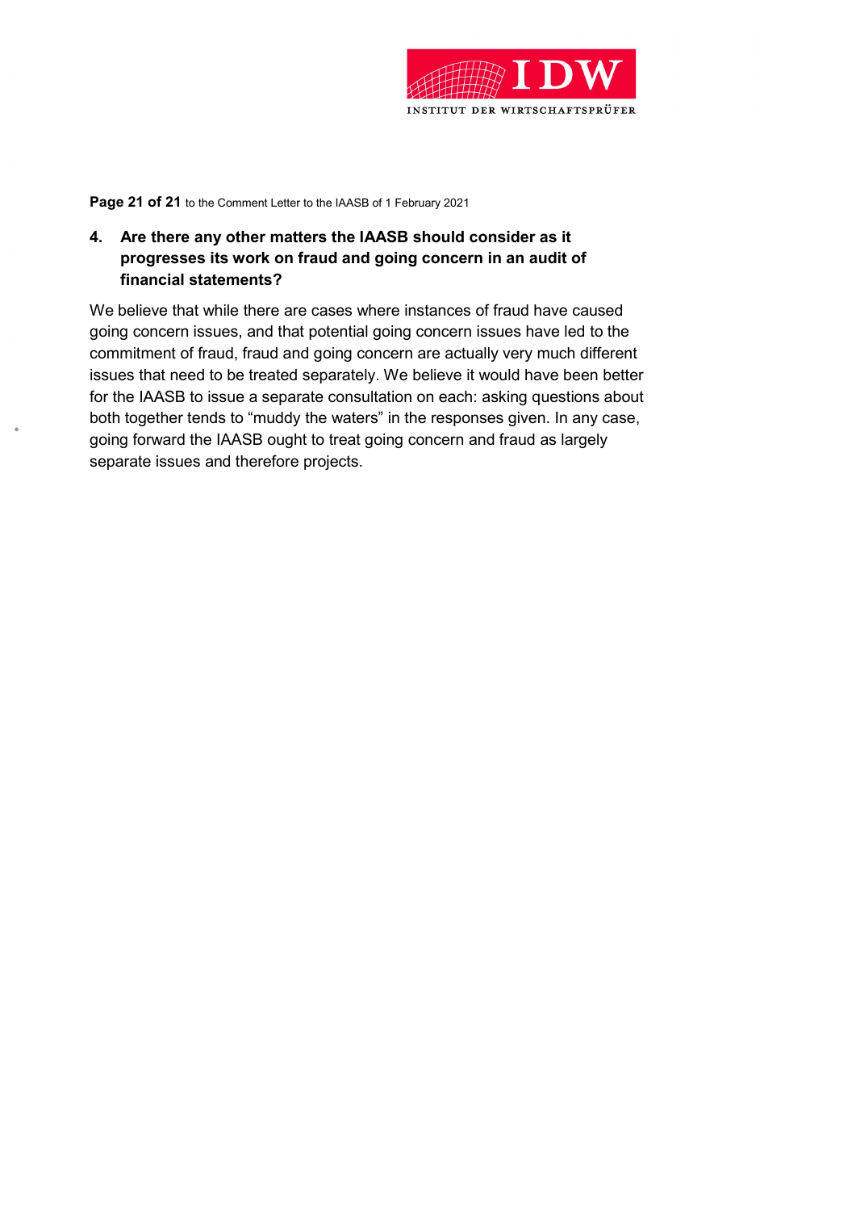**4. Are there any other matters the IAASB should consider as it progresses its work on fraud and going concern in an audit of financial statements?**

We believe that while there are cases where instances of fraud have caused going concern issues, and that potential going concern issues have led to the commitment of fraud, fraud and going concern are actually very much different issues that need to be treated separately. We believe it would have been better for the IAASB to issue a separate consultation on each: asking questions about both together tends to "muddy the waters" in the responses given. In any case, going forward the IAASB ought to treat going concern and fraud as largely separate issues and therefore projects.